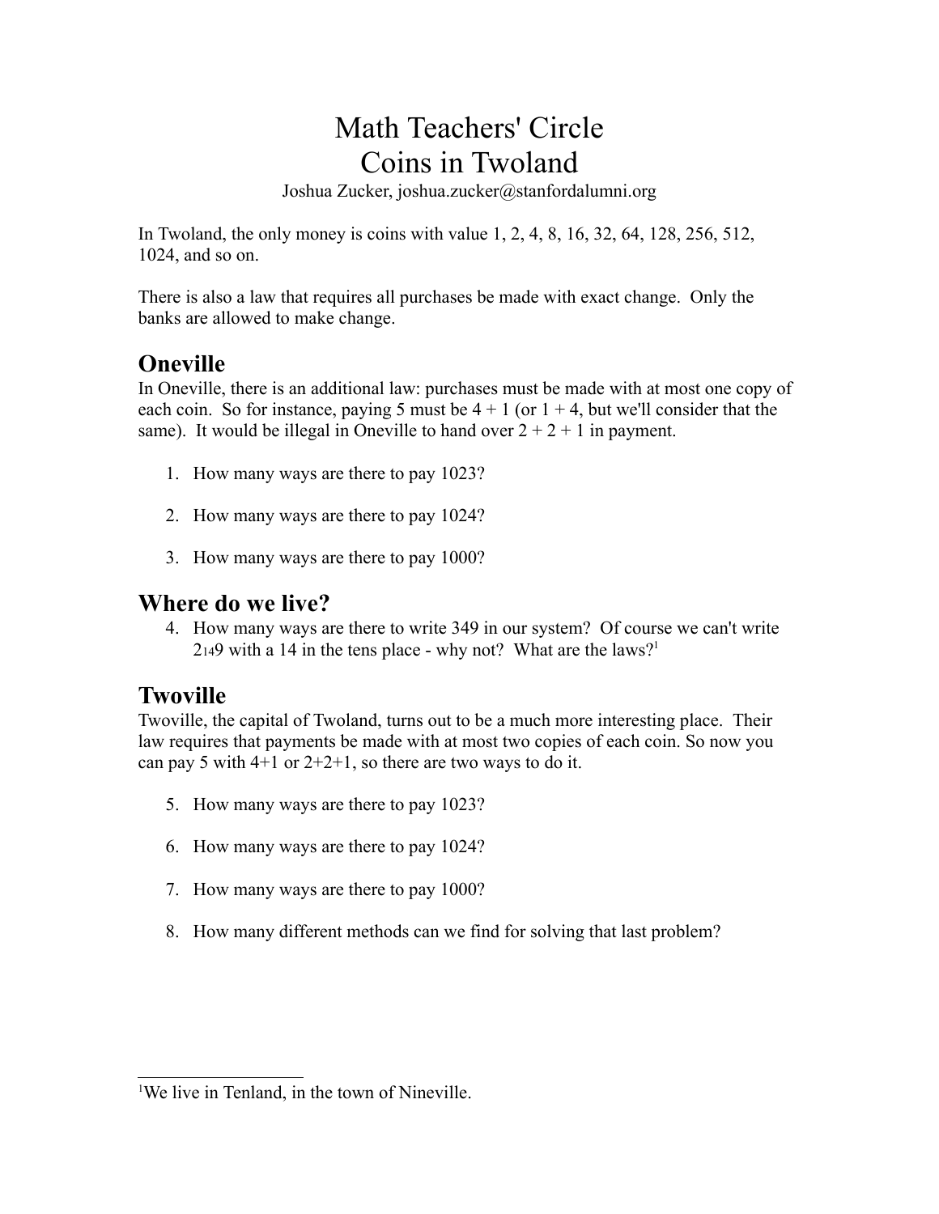# Math Teachers' Circle
# Coins in Twoland

Joshua Zucker, joshua.zucker@stanfordalumni.org

In Twoland, the only money is coins with value 1, 2, 4, 8, 16, 32, 64, 128, 256, 512, 1024, and so on.

There is also a law that requires all purchases be made with exact change. Only the banks are allowed to make change.

## Oneville

In Oneville, there is an additional law: purchases must be made with at most one copy of each coin. So for instance, paying 5 must be 4 + 1 (or 1 + 4, but we'll consider that the same). It would be illegal in Oneville to hand over 2 + 2 + 1 in payment.

1. How many ways are there to pay 1023?
2. How many ways are there to pay 1024?
3. How many ways are there to pay 1000?

## Where do we live?

4. How many ways are there to write 349 in our system? Of course we can't write $2_{14}9$ with a 14 in the tens place - why not? What are the laws?[1]

## Twoville

Twoville, the capital of Twoland, turns out to be a much more interesting place. Their law requires that payments be made with at most two copies of each coin. So now you can pay 5 with 4+1 or 2+2+1, so there are two ways to do it.

5. How many ways are there to pay 1023?
6. How many ways are there to pay 1024?
7. How many ways are there to pay 1000?
8. How many different methods can we find for solving that last problem?

---

[1] We live in Tenland, in the town of Nineville.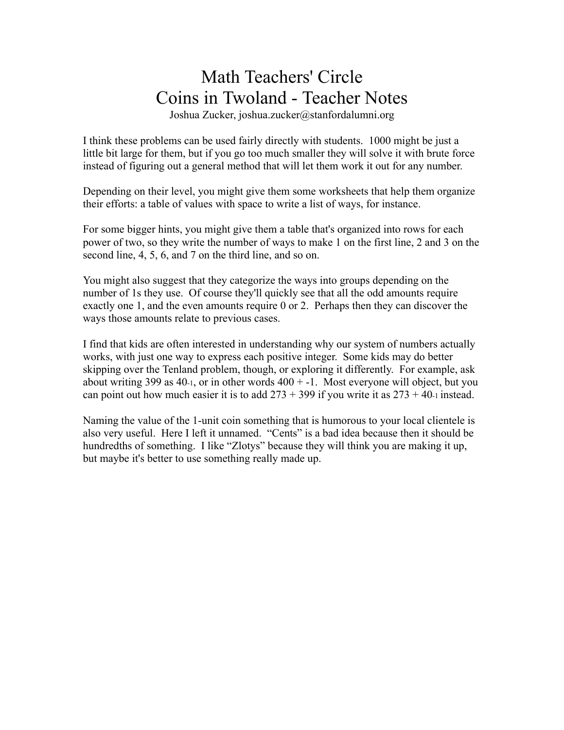# Math Teachers' Circle
# Coins in Twoland - Teacher Notes

Joshua Zucker, joshua.zucker@stanfordalumni.org

I think these problems can be used fairly directly with students. 1000 might be just a little bit large for them, but if you go too much smaller they will solve it with brute force instead of figuring out a general method that will let them work it out for any number.

Depending on their level, you might give them some worksheets that help them organize their efforts: a table of values with space to write a list of ways, for instance.

For some bigger hints, you might give them a table that's organized into rows for each power of two, so they write the number of ways to make 1 on the first line, 2 and 3 on the second line, 4, 5, 6, and 7 on the third line, and so on.

You might also suggest that they categorize the ways into groups depending on the number of 1s they use. Of course they'll quickly see that all the odd amounts require exactly one 1, and the even amounts require 0 or 2. Perhaps then they can discover the ways those amounts relate to previous cases.

I find that kids are often interested in understanding why our system of numbers actually works, with just one way to express each positive integer. Some kids may do better skipping over the Tenland problem, though, or exploring it differently. For example, ask about writing 399 as $40_{-1}$, or in other words 400 + -1. Most everyone will object, but you can point out how much easier it is to add 273 + 399 if you write it as 273 + $40_{-1}$ instead.

Naming the value of the 1-unit coin something that is humorous to your local clientele is also very useful. Here I left it unnamed. "Cents" is a bad idea because then it should be hundredths of something. I like "Zlotys" because they will think you are making it up, but maybe it's better to use something really made up.